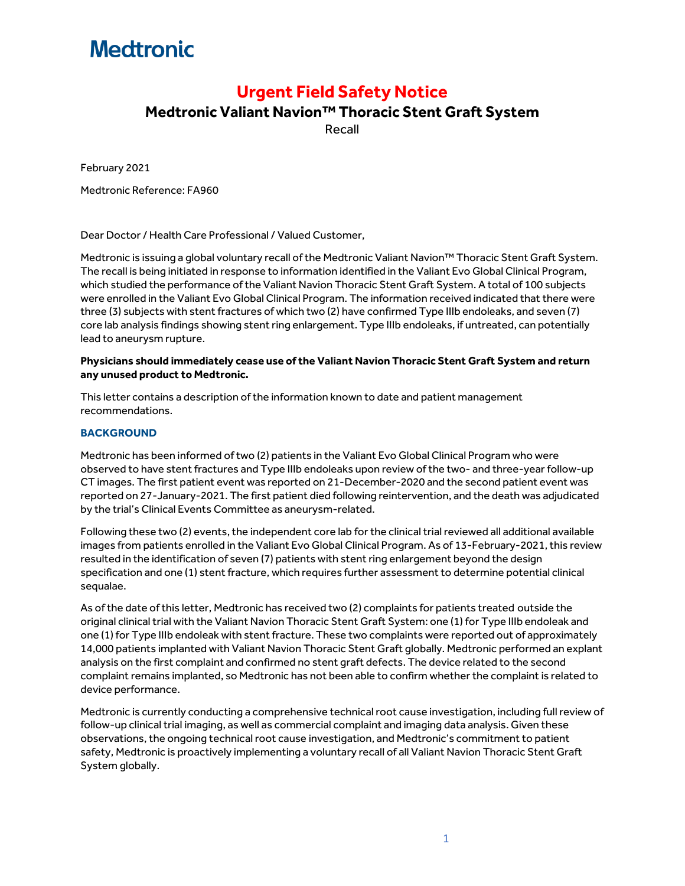Medtronic

# Urgent Field Safety Notice

## Medtronic Valiant Navion™ Thoracic Stent Graft System

Recall

February 2021

Medtronic Reference: FA960

Dear Doctor / Health Care Professional / Valued Customer,

Medtronic is issuing a global voluntary recall of the Medtronic Valiant Navion™ Thoracic Stent Graft System. The recall is being initiated in response to information identified in the Valiant Evo Global Clinical Program, which studied the performance of the Valiant Navion Thoracic Stent Graft System. A total of 100 subjects were enrolled in the Valiant Evo Global Clinical Program. The information received indicated that there were three (3) subjects with stent fractures of which two (2) have confirmed Type IIIb endoleaks, and seven (7) core lab analysis findings showing stent ring enlargement. Type IIIb endoleaks, if untreated, can potentially lead to aneurysm rupture.

**Physicians should immediately cease use of the Valiant Navion Thoracic Stent Graft System and return any unused product to Medtronic.**

This letter contains a description of the information known to date and patient management recommendations.

### BACKGROUND

Medtronic has been informed of two (2) patients in the Valiant Evo Global Clinical Program who were observed to have stent fractures and Type IIIb endoleaks upon review of the two- and three-year follow-up CT images. The first patient event was reported on 21-December-2020 and the second patient event was reported on 27-January-2021. The first patient died following reintervention, and the death was adjudicated by the trial's Clinical Events Committee as aneurysm-related.

Following these two (2) events, the independent core lab for the clinical trial reviewed all additional available images from patients enrolled in the Valiant Evo Global Clinical Program. As of 13-February-2021, this review resulted in the identification of seven (7) patients with stent ring enlargement beyond the design specification and one (1) stent fracture, which requires further assessment to determine potential clinical sequalae.

As of the date of this letter, Medtronic has received two (2) complaints for patients treated outside the original clinical trial with the Valiant Navion Thoracic Stent Graft System: one (1) for Type IIIb endoleak and one (1) for Type IIIb endoleak with stent fracture. These two complaints were reported out of approximately 14,000 patients implanted with Valiant Navion Thoracic Stent Graft globally. Medtronic performed an explant analysis on the first complaint and confirmed no stent graft defects. The device related to the second complaint remains implanted, so Medtronic has not been able to confirm whether the complaint is related to device performance.

Medtronic is currently conducting a comprehensive technical root cause investigation, including full review of follow-up clinical trial imaging, as well as commercial complaint and imaging data analysis. Given these observations, the ongoing technical root cause investigation, and Medtronic's commitment to patient safety, Medtronic is proactively implementing a voluntary recall of all Valiant Navion Thoracic Stent Graft System globally.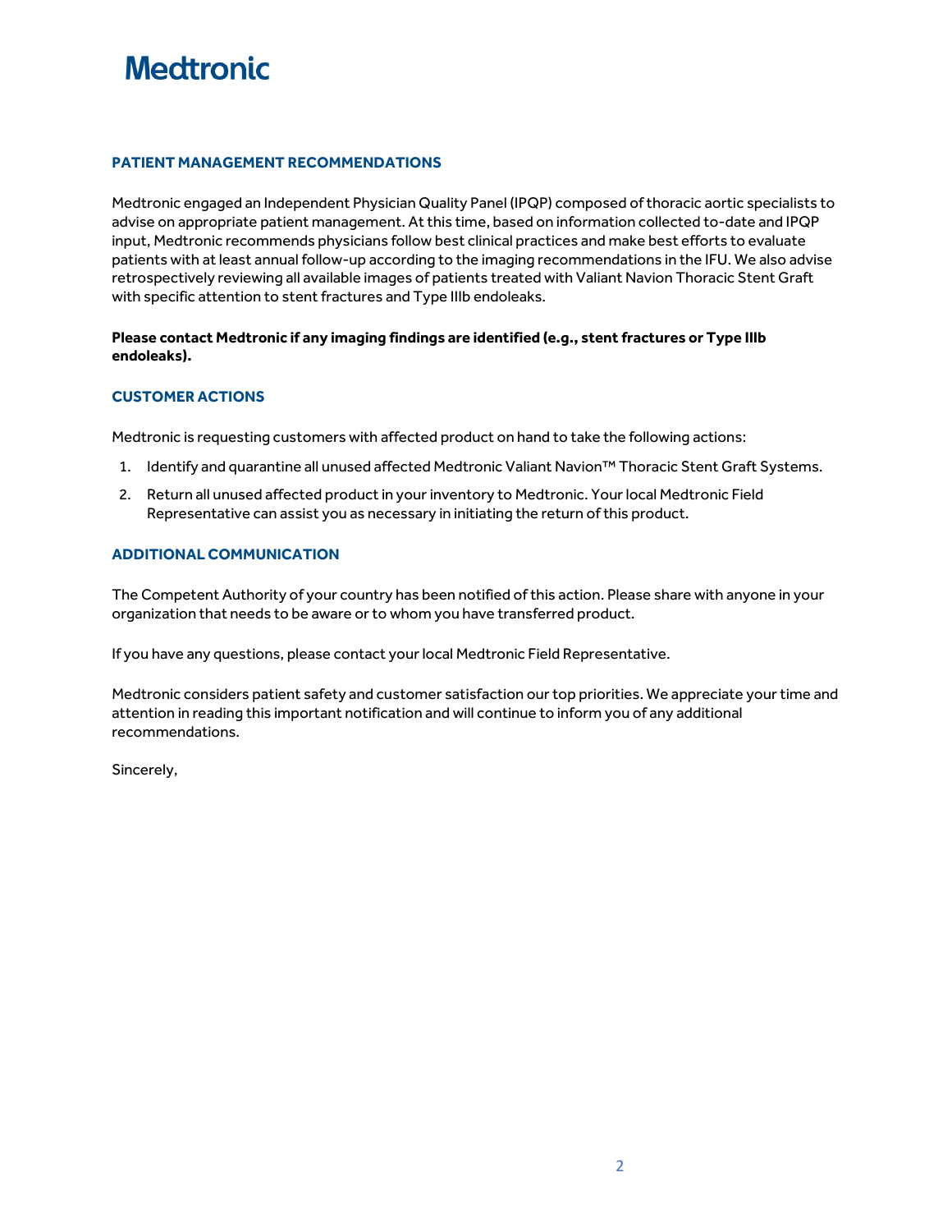Medtronic

## PATIENT MANAGEMENT RECOMMENDATIONS

Medtronic engaged an Independent Physician Quality Panel (IPQP) composed of thoracic aortic specialists to advise on appropriate patient management. At this time, based on information collected to-date and IPQP input, Medtronic recommends physicians follow best clinical practices and make best efforts to evaluate patients with at least annual follow-up according to the imaging recommendations in the IFU. We also advise retrospectively reviewing all available images of patients treated with Valiant Navion Thoracic Stent Graft with specific attention to stent fractures and Type IIIb endoleaks.

**Please contact Medtronic if any imaging findings are identified (e.g., stent fractures or Type IIIb endoleaks).**

## CUSTOMER ACTIONS

Medtronic is requesting customers with affected product on hand to take the following actions:

1. Identify and quarantine all unused affected Medtronic Valiant Navion™ Thoracic Stent Graft Systems.
2. Return all unused affected product in your inventory to Medtronic. Your local Medtronic Field Representative can assist you as necessary in initiating the return of this product.

## ADDITIONAL COMMUNICATION

The Competent Authority of your country has been notified of this action. Please share with anyone in your organization that needs to be aware or to whom you have transferred product.

If you have any questions, please contact your local Medtronic Field Representative.

Medtronic considers patient safety and customer satisfaction our top priorities. We appreciate your time and attention in reading this important notification and will continue to inform you of any additional recommendations.

Sincerely,